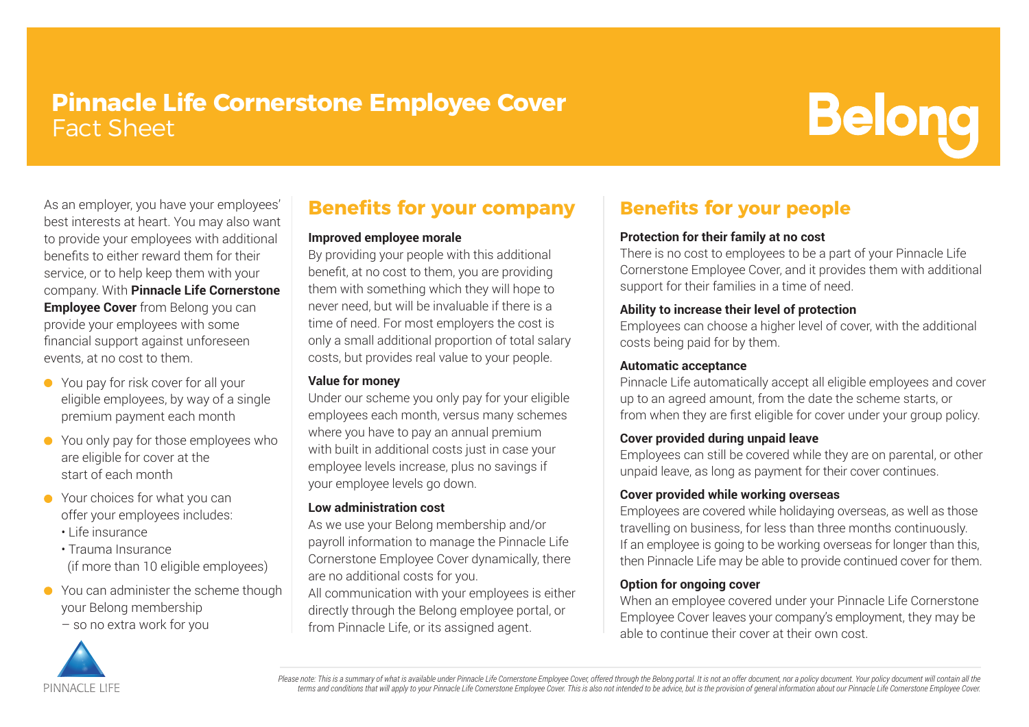# Pinnacle Life Cornerstone Employee Cover
Fact Sheet

Belong

As an employer, you have your employees' best interests at heart. You may also want to provide your employees with additional benefits to either reward them for their service, or to help keep them with your company. With **Pinnacle Life Cornerstone Employee Cover** from Belong you can provide your employees with some financial support against unforeseen events, at no cost to them.

- You pay for risk cover for all your eligible employees, by way of a single premium payment each month
- You only pay for those employees who are eligible for cover at the start of each month
- Your choices for what you can offer your employees includes:
  - Life insurance
  - Trauma Insurance (if more than 10 eligible employees)
- You can administer the scheme though your Belong membership – so no extra work for you

## Benefits for your company

**Improved employee morale**

By providing your people with this additional benefit, at no cost to them, you are providing them with something which they will hope to never need, but will be invaluable if there is a time of need. For most employers the cost is only a small additional proportion of total salary costs, but provides real value to your people.

**Value for money**

Under our scheme you only pay for your eligible employees each month, versus many schemes where you have to pay an annual premium with built in additional costs just in case your employee levels increase, plus no savings if your employee levels go down.

**Low administration cost**

As we use your Belong membership and/or payroll information to manage the Pinnacle Life Cornerstone Employee Cover dynamically, there are no additional costs for you.

All communication with your employees is either directly through the Belong employee portal, or from Pinnacle Life, or its assigned agent.

## Benefits for your people

**Protection for their family at no cost**

There is no cost to employees to be a part of your Pinnacle Life Cornerstone Employee Cover, and it provides them with additional support for their families in a time of need.

**Ability to increase their level of protection**

Employees can choose a higher level of cover, with the additional costs being paid for by them.

**Automatic acceptance**

Pinnacle Life automatically accept all eligible employees and cover up to an agreed amount, from the date the scheme starts, or from when they are first eligible for cover under your group policy.

**Cover provided during unpaid leave**

Employees can still be covered while they are on parental, or other unpaid leave, as long as payment for their cover continues.

**Cover provided while working overseas**

Employees are covered while holidaying overseas, as well as those travelling on business, for less than three months continuously. If an employee is going to be working overseas for longer than this, then Pinnacle Life may be able to provide continued cover for them.

**Option for ongoing cover**

When an employee covered under your Pinnacle Life Cornerstone Employee Cover leaves your company's employment, they may be able to continue their cover at their own cost.

PINNACLE LIFE

*Please note: This is a summary of what is available under Pinnacle Life Cornerstone Employee Cover, offered through the Belong portal. It is not an offer document, nor a policy document. Your policy document will contain all the terms and conditions that will apply to your Pinnacle Life Cornerstone Employee Cover. This is also not intended to be advice, but is the provision of general information about our Pinnacle Life Cornerstone Employee Cover.*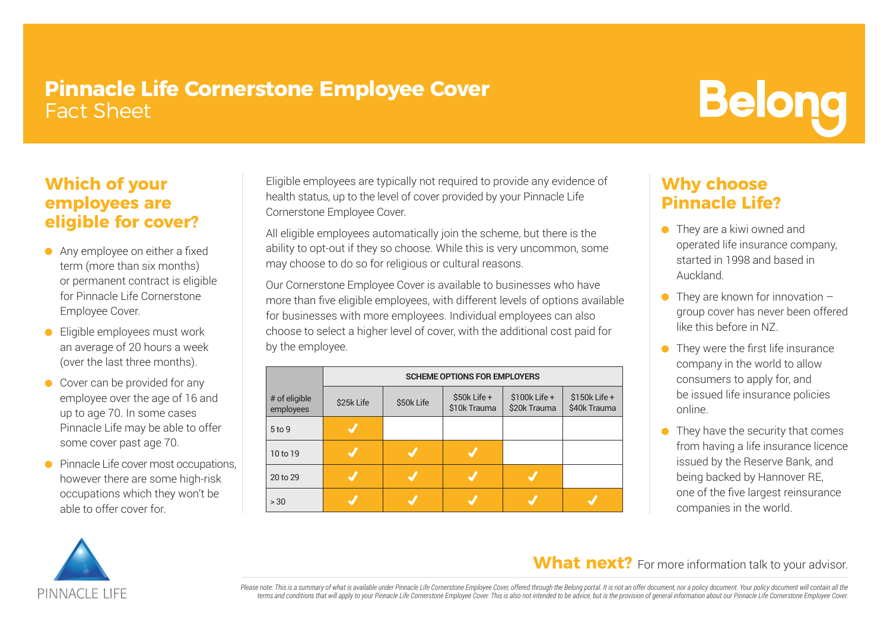# Pinnacle Life Cornerstone Employee Cover

Fact Sheet

Belong

## Which of your employees are eligible for cover?

- Any employee on either a fixed term (more than six months) or permanent contract is eligible for Pinnacle Life Cornerstone Employee Cover.
- Eligible employees must work an average of 20 hours a week (over the last three months).
- Cover can be provided for any employee over the age of 16 and up to age 70. In some cases Pinnacle Life may be able to offer some cover past age 70.
- Pinnacle Life cover most occupations, however there are some high-risk occupations which they won't be able to offer cover for.

Eligible employees are typically not required to provide any evidence of health status, up to the level of cover provided by your Pinnacle Life Cornerstone Employee Cover.

All eligible employees automatically join the scheme, but there is the ability to opt-out if they so choose. While this is very uncommon, some may choose to do so for religious or cultural reasons.

Our Cornerstone Employee Cover is available to businesses who have more than five eligible employees, with different levels of options available for businesses with more employees. Individual employees can also choose to select a higher level of cover, with the additional cost paid for by the employee.

| # of eligible employees | SCHEME OPTIONS FOR EMPLOYERS | | | | |
|---|---|---|---|---|---|
| | $25k Life | $50k Life | $50k Life + $10k Trauma | $100k Life + $20k Trauma | $150k Life + $40k Trauma |
| 5 to 9 | ✓ | | | | |
| 10 to 19 | ✓ | ✓ | ✓ | | |
| 20 to 29 | ✓ | ✓ | ✓ | ✓ | |
| > 30 | ✓ | ✓ | ✓ | ✓ | ✓ |

## Why choose Pinnacle Life?

- They are a kiwi owned and operated life insurance company, started in 1998 and based in Auckland.
- They are known for innovation – group cover has never been offered like this before in NZ.
- They were the first life insurance company in the world to allow consumers to apply for, and be issued life insurance policies online.
- They have the security that comes from having a life insurance licence issued by the Reserve Bank, and being backed by Hannover RE, one of the five largest reinsurance companies in the world.

PINNACLE LIFE

**What next?** For more information talk to your advisor.

*Please note: This is a summary of what is available under Pinnacle Life Cornerstone Employee Cover, offered through the Belong portal. It is not an offer document, nor a policy document. Your policy document will contain all the terms and conditions that will apply to your Pinnacle Life Cornerstone Employee Cover. This is also not intended to be advice, but is the provision of general information about our Pinnacle Life Cornerstone Employee Cover.*